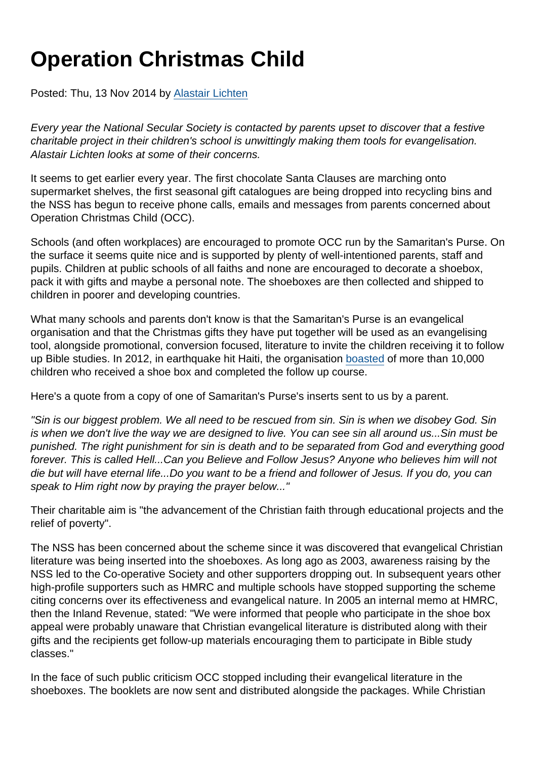# Operation Christmas Child

Posted: Thu, 13 Nov 2014 by Alastair Lichten

*Every year the National Secular Society is contacted by parents upset to discover that a festive charitable project in their children's school is unwittingly making them tools for evangelisation. Alastair Lichten looks at some of their concerns.*

It seems to get earlier every year. The first chocolate Santa Clauses are marching onto supermarket shelves, the first seasonal gift catalogues are being dropped into recycling bins and the NSS has begun to receive phone calls, emails and messages from parents concerned about Operation Christmas Child (OCC).

Schools (and often workplaces) are encouraged to promote OCC run by the Samaritan's Purse. On the surface it seems quite nice and is supported by plenty of well-intentioned parents, staff and pupils. Children at public schools of all faiths and none are encouraged to decorate a shoebox, pack it with gifts and maybe a personal note. The shoeboxes are then collected and shipped to children in poorer and developing countries.

What many schools and parents don't know is that the Samaritan's Purse is an evangelical organisation and that the Christmas gifts they have put together will be used as an evangelising tool, alongside promotional, conversion focused, literature to invite the children receiving it to follow up Bible studies. In 2012, in earthquake hit Haiti, the organisation boasted of more than 10,000 children who received a shoe box and completed the follow up course.

Here's a quote from a copy of one of Samaritan's Purse's inserts sent to us by a parent.

*"Sin is our biggest problem. We all need to be rescued from sin. Sin is when we disobey God. Sin is when we don't live the way we are designed to live. You can see sin all around us...Sin must be punished. The right punishment for sin is death and to be separated from God and everything good forever. This is called Hell...Can you Believe and Follow Jesus? Anyone who believes him will not die but will have eternal life...Do you want to be a friend and follower of Jesus. If you do, you can speak to Him right now by praying the prayer below..."*

Their charitable aim is "the advancement of the Christian faith through educational projects and the relief of poverty".

The NSS has been concerned about the scheme since it was discovered that evangelical Christian literature was being inserted into the shoeboxes. As long ago as 2003, awareness raising by the NSS led to the Co-operative Society and other supporters dropping out. In subsequent years other high-profile supporters such as HMRC and multiple schools have stopped supporting the scheme citing concerns over its effectiveness and evangelical nature. In 2005 an internal memo at HMRC, then the Inland Revenue, stated: "We were informed that people who participate in the shoe box appeal were probably unaware that Christian evangelical literature is distributed along with their gifts and the recipients get follow-up materials encouraging them to participate in Bible study classes."

In the face of such public criticism OCC stopped including their evangelical literature in the shoeboxes. The booklets are now sent and distributed alongside the packages. While Christian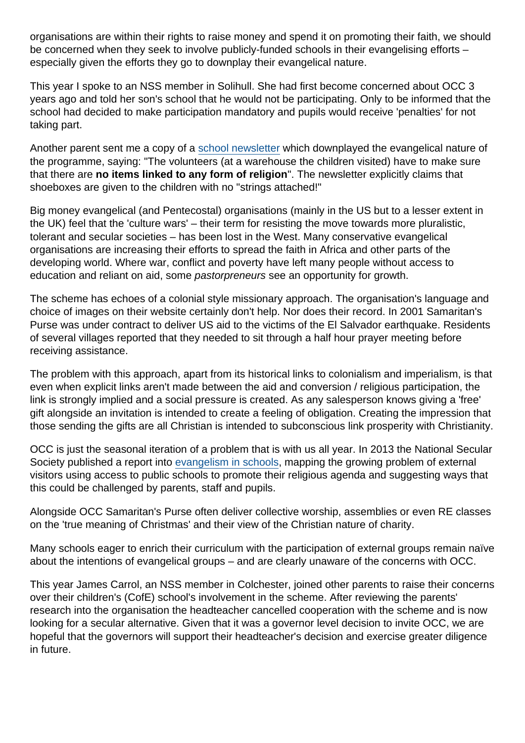organisations are within their rights to raise money and spend it on promoting their faith, we should be concerned when they seek to involve publicly-funded schools in their evangelising efforts – especially given the efforts they go to downplay their evangelical nature.

This year I spoke to an NSS member in Solihull. She had first become concerned about OCC 3 years ago and told her son's school that he would not be participating. Only to be informed that the school had decided to make participation mandatory and pupils would receive 'penalties' for not taking part.

Another parent sent me a copy of a school newsletter which downplayed the evangelical nature of the programme, saying: "The volunteers (at a warehouse the children visited) have to make sure that there are **no items linked to any form of religion**". The newsletter explicitly claims that shoeboxes are given to the children with no "strings attached!"

Big money evangelical (and Pentecostal) organisations (mainly in the US but to a lesser extent in the UK) feel that the 'culture wars' – their term for resisting the move towards more pluralistic, tolerant and secular societies – has been lost in the West. Many conservative evangelical organisations are increasing their efforts to spread the faith in Africa and other parts of the developing world. Where war, conflict and poverty have left many people without access to education and reliant on aid, some *pastorpreneurs* see an opportunity for growth.

The scheme has echoes of a colonial style missionary approach. The organisation's language and choice of images on their website certainly don't help. Nor does their record. In 2001 Samaritan's Purse was under contract to deliver US aid to the victims of the El Salvador earthquake. Residents of several villages reported that they needed to sit through a half hour prayer meeting before receiving assistance.

The problem with this approach, apart from its historical links to colonialism and imperialism, is that even when explicit links aren't made between the aid and conversion / religious participation, the link is strongly implied and a social pressure is created. As any salesperson knows giving a 'free' gift alongside an invitation is intended to create a feeling of obligation. Creating the impression that those sending the gifts are all Christian is intended to subconscious link prosperity with Christianity.

OCC is just the seasonal iteration of a problem that is with us all year. In 2013 the National Secular Society published a report into evangelism in schools, mapping the growing problem of external visitors using access to public schools to promote their religious agenda and suggesting ways that this could be challenged by parents, staff and pupils.

Alongside OCC Samaritan's Purse often deliver collective worship, assemblies or even RE classes on the 'true meaning of Christmas' and their view of the Christian nature of charity.

Many schools eager to enrich their curriculum with the participation of external groups remain naïve about the intentions of evangelical groups – and are clearly unaware of the concerns with OCC.

This year James Carrol, an NSS member in Colchester, joined other parents to raise their concerns over their children's (CofE) school's involvement in the scheme. After reviewing the parents' research into the organisation the headteacher cancelled cooperation with the scheme and is now looking for a secular alternative. Given that it was a governor level decision to invite OCC, we are hopeful that the governors will support their headteacher's decision and exercise greater diligence in future.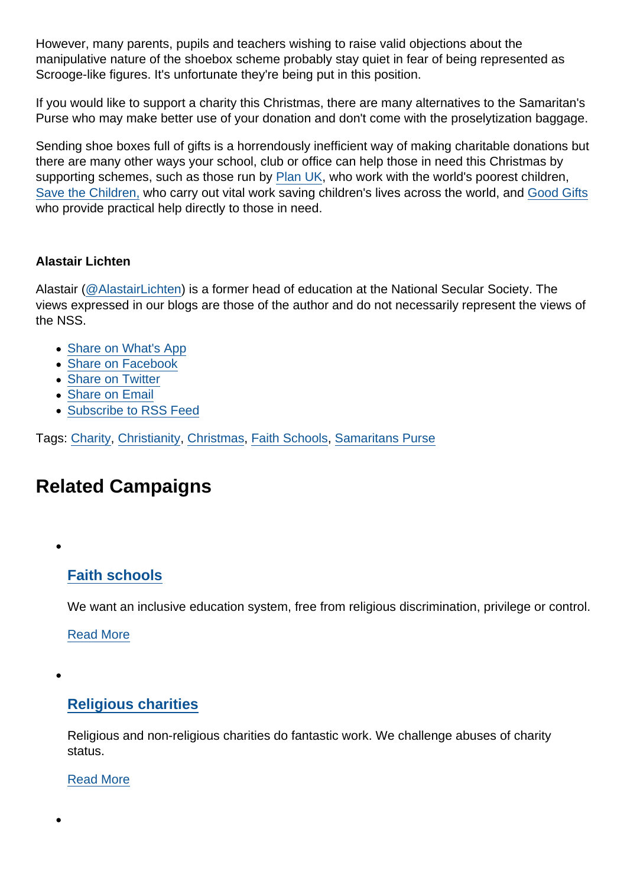However, many parents, pupils and teachers wishing to raise valid objections about the manipulative nature of the shoebox scheme probably stay quiet in fear of being represented as Scrooge-like figures. It's unfortunate they're being put in this position.

If you would like to support a charity this Christmas, there are many alternatives to the Samaritan's Purse who may make better use of your donation and don't come with the proselytization baggage.

Sending shoe boxes full of gifts is a horrendously inefficient way of making charitable donations but there are many other ways your school, club or office can help those in need this Christmas by supporting schemes, such as those run by Plan UK, who work with the world's poorest children, Save the Children, who carry out vital work saving children's lives across the world, and Good Gifts who provide practical help directly to those in need.

**Alastair Lichten**

Alastair (@AlastairLichten) is a former head of education at the National Secular Society. The views expressed in our blogs are those of the author and do not necessarily represent the views of the NSS.

- Share on What's App
- Share on Facebook
- Share on Twitter
- Share on Email
- Subscribe to RSS Feed

Tags: Charity, Christianity, Christmas, Faith Schools, Samaritans Purse

## Related Campaigns

- ### Faith schools

  We want an inclusive education system, free from religious discrimination, privilege or control.

  Read More

- ### Religious charities

  Religious and non-religious charities do fantastic work. We challenge abuses of charity status.

  Read More

-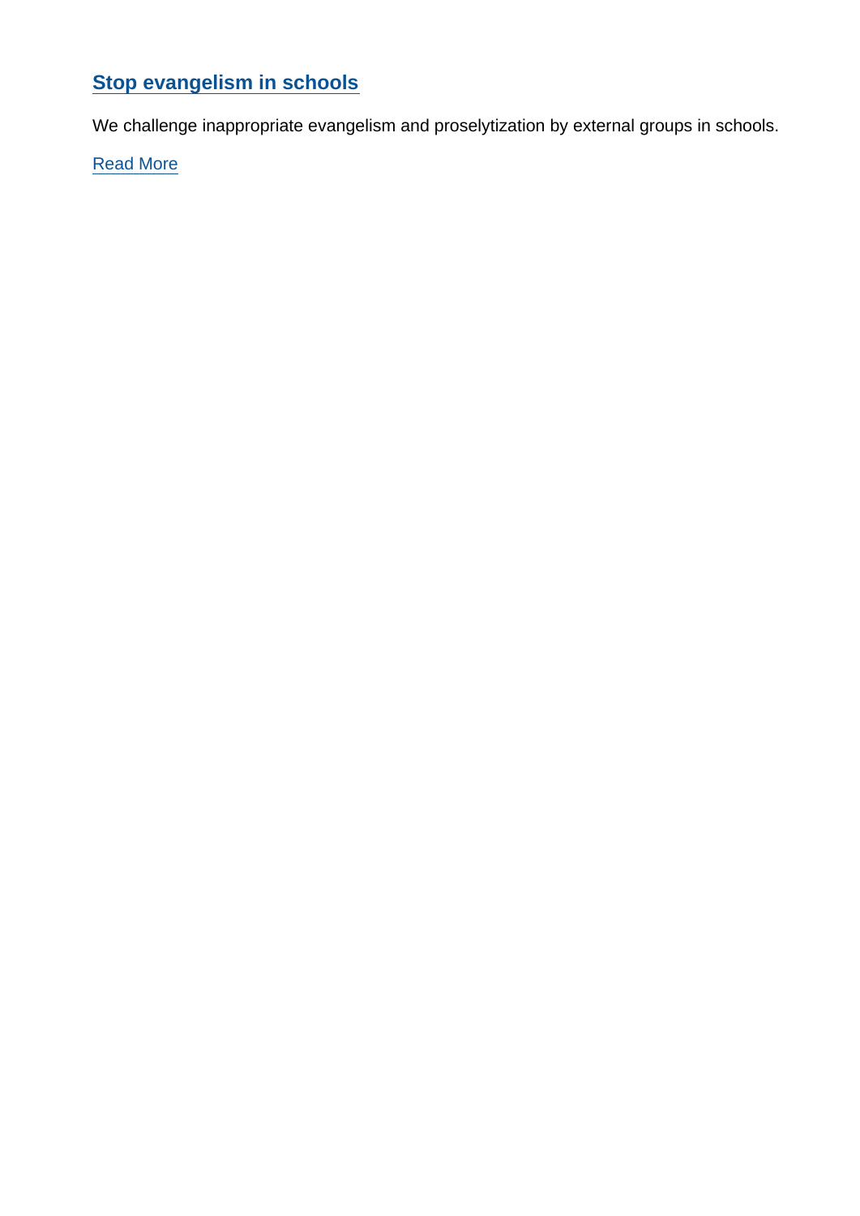## [Stop evangelism in schools]

We challenge inappropriate evangelism and proselytization by external groups in schools.

[Read More]